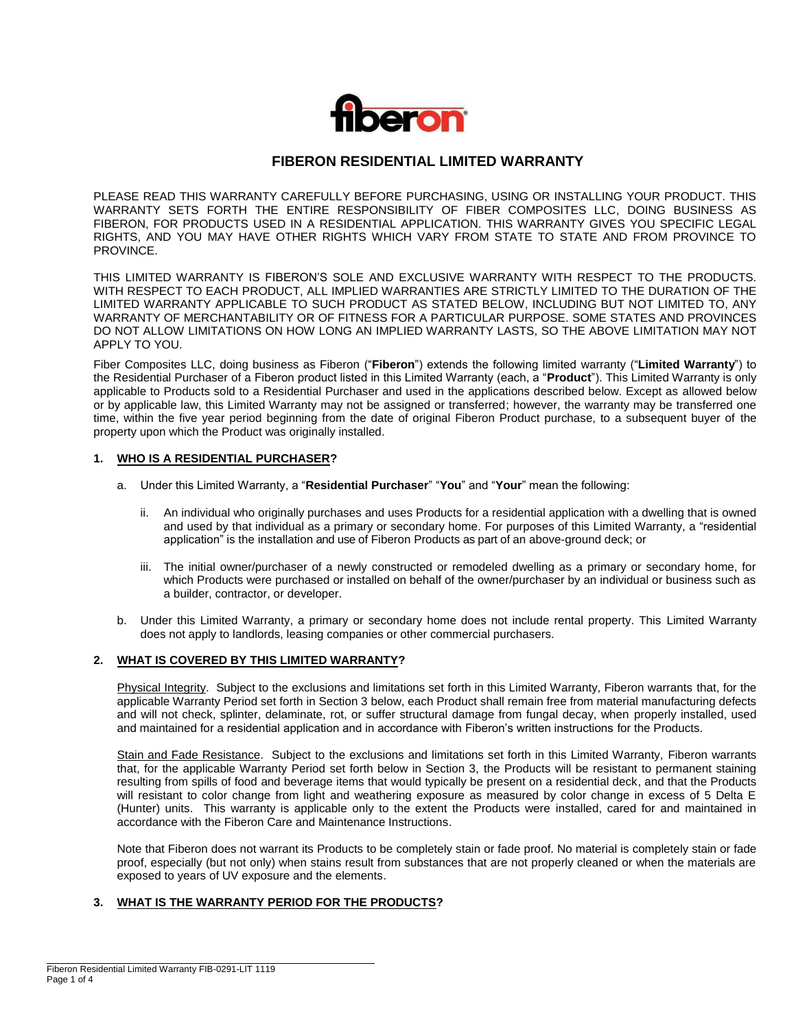# FIBERON RESIDENTIAL LIMITED WARRANTY

PLEASE READ THIS WARRANTY CAREFULLY BEFORE PURCHASING, USING OR INSTALLING YOUR PRODUCT. THIS WARRANTY SETS FORTH THE ENTIRE RESPONSIBILITY OF FIBER COMPOSITES LLC, DOING BUSINESS AS FIBERON, FOR PRODUCTS USED IN A RESIDENTIAL APPLICATION. THIS WARRANTY GIVES YOU SPECIFIC LEGAL RIGHTS, AND YOU MAY HAVE OTHER RIGHTS WHICH VARY FROM STATE TO STATE AND FROM PROVINCE TO PROVINCE.

THIS LIMITED WARRANTY IS FIBERON'S SOLE AND EXCLUSIVE WARRANTY WITH RESPECT TO THE PRODUCTS. WITH RESPECT TO EACH PRODUCT, ALL IMPLIED WARRANTIES ARE STRICTLY LIMITED TO THE DURATION OF THE LIMITED WARRANTY APPLICABLE TO SUCH PRODUCT AS STATED BELOW, INCLUDING BUT NOT LIMITED TO, ANY WARRANTY OF MERCHANTABILITY OR OF FITNESS FOR A PARTICULAR PURPOSE. SOME STATES AND PROVINCES DO NOT ALLOW LIMITATIONS ON HOW LONG AN IMPLIED WARRANTY LASTS, SO THE ABOVE LIMITATION MAY NOT APPLY TO YOU.

Fiber Composites LLC, doing business as Fiberon ("**Fiberon**") extends the following limited warranty ("**Limited Warranty**") to the Residential Purchaser of a Fiberon product listed in this Limited Warranty (each, a "**Product**"). This Limited Warranty is only applicable to Products sold to a Residential Purchaser and used in the applications described below. Except as allowed below or by applicable law, this Limited Warranty may not be assigned or transferred; however, the warranty may be transferred one time, within the five year period beginning from the date of original Fiberon Product purchase, to a subsequent buyer of the property upon which the Product was originally installed.

## 1. WHO IS A RESIDENTIAL PURCHASER?

a. Under this Limited Warranty, a "**Residential Purchaser**" "**You**" and "**Your**" mean the following:

   ii. An individual who originally purchases and uses Products for a residential application with a dwelling that is owned and used by that individual as a primary or secondary home. For purposes of this Limited Warranty, a "residential application" is the installation and use of Fiberon Products as part of an above-ground deck; or

   iii. The initial owner/purchaser of a newly constructed or remodeled dwelling as a primary or secondary home, for which Products were purchased or installed on behalf of the owner/purchaser by an individual or business such as a builder, contractor, or developer.

b. Under this Limited Warranty, a primary or secondary home does not include rental property. This Limited Warranty does not apply to landlords, leasing companies or other commercial purchasers.

## 2. WHAT IS COVERED BY THIS LIMITED WARRANTY?

Physical Integrity. Subject to the exclusions and limitations set forth in this Limited Warranty, Fiberon warrants that, for the applicable Warranty Period set forth in Section 3 below, each Product shall remain free from material manufacturing defects and will not check, splinter, delaminate, rot, or suffer structural damage from fungal decay, when properly installed, used and maintained for a residential application and in accordance with Fiberon's written instructions for the Products.

Stain and Fade Resistance. Subject to the exclusions and limitations set forth in this Limited Warranty, Fiberon warrants that, for the applicable Warranty Period set forth below in Section 3, the Products will be resistant to permanent staining resulting from spills of food and beverage items that would typically be present on a residential deck, and that the Products will resistant to color change from light and weathering exposure as measured by color change in excess of 5 Delta E (Hunter) units. This warranty is applicable only to the extent the Products were installed, cared for and maintained in accordance with the Fiberon Care and Maintenance Instructions.

Note that Fiberon does not warrant its Products to be completely stain or fade proof. No material is completely stain or fade proof, especially (but not only) when stains result from substances that are not properly cleaned or when the materials are exposed to years of UV exposure and the elements.

## 3. WHAT IS THE WARRANTY PERIOD FOR THE PRODUCTS?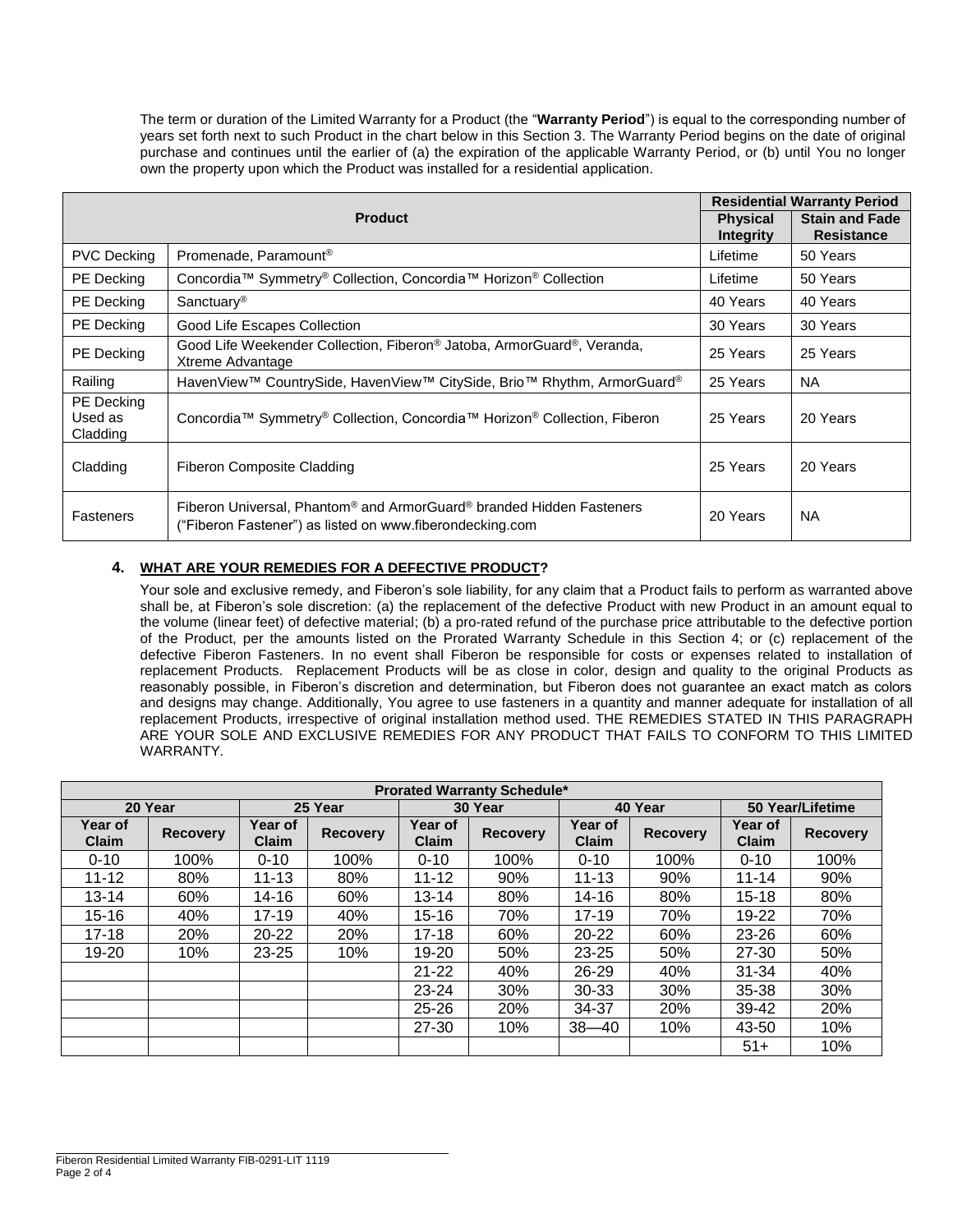The term or duration of the Limited Warranty for a Product (the "**Warranty Period**") is equal to the corresponding number of years set forth next to such Product in the chart below in this Section 3. The Warranty Period begins on the date of original purchase and continues until the earlier of (a) the expiration of the applicable Warranty Period, or (b) until You no longer own the property upon which the Product was installed for a residential application.

| Product | | Residential Warranty Period | |
|---|---|---|---|
| | | **Physical Integrity** | **Stain and Fade Resistance** |
| PVC Decking | Promenade, Paramount® | Lifetime | 50 Years |
| PE Decking | Concordia™ Symmetry® Collection, Concordia™ Horizon® Collection | Lifetime | 50 Years |
| PE Decking | Sanctuary® | 40 Years | 40 Years |
| PE Decking | Good Life Escapes Collection | 30 Years | 30 Years |
| PE Decking | Good Life Weekender Collection, Fiberon® Jatoba, ArmorGuard®, Veranda, Xtreme Advantage | 25 Years | 25 Years |
| Railing | HavenView™ CountrySide, HavenView™ CitySide, Brio™ Rhythm, ArmorGuard® | 25 Years | NA |
| PE Decking Used as Cladding | Concordia™ Symmetry® Collection, Concordia™ Horizon® Collection, Fiberon | 25 Years | 20 Years |
| Cladding | Fiberon Composite Cladding | 25 Years | 20 Years |
| Fasteners | Fiberon Universal, Phantom® and ArmorGuard® branded Hidden Fasteners ("Fiberon Fastener") as listed on www.fiberondecking.com | 20 Years | NA |

## 4. WHAT ARE YOUR REMEDIES FOR A DEFECTIVE PRODUCT?

Your sole and exclusive remedy, and Fiberon's sole liability, for any claim that a Product fails to perform as warranted above shall be, at Fiberon's sole discretion: (a) the replacement of the defective Product with new Product in an amount equal to the volume (linear feet) of defective material; (b) a pro-rated refund of the purchase price attributable to the defective portion of the Product, per the amounts listed on the Prorated Warranty Schedule in this Section 4; or (c) replacement of the defective Fiberon Fasteners. In no event shall Fiberon be responsible for costs or expenses related to installation of replacement Products. Replacement Products will be as close in color, design and quality to the original Products as reasonably possible, in Fiberon's discretion and determination, but Fiberon does not guarantee an exact match as colors and designs may change. Additionally, You agree to use fasteners in a quantity and manner adequate for installation of all replacement Products, irrespective of original installation method used. THE REMEDIES STATED IN THIS PARAGRAPH ARE YOUR SOLE AND EXCLUSIVE REMEDIES FOR ANY PRODUCT THAT FAILS TO CONFORM TO THIS LIMITED WARRANTY.

| Prorated Warranty Schedule* | | | | | | | | | |
|---|---|---|---|---|---|---|---|---|---|
| 20 Year | | 25 Year | | 30 Year | | 40 Year | | 50 Year/Lifetime | |
| **Year of Claim** | **Recovery** | **Year of Claim** | **Recovery** | **Year of Claim** | **Recovery** | **Year of Claim** | **Recovery** | **Year of Claim** | **Recovery** |
| 0-10 | 100% | 0-10 | 100% | 0-10 | 100% | 0-10 | 100% | 0-10 | 100% |
| 11-12 | 80% | 11-13 | 80% | 11-12 | 90% | 11-13 | 90% | 11-14 | 90% |
| 13-14 | 60% | 14-16 | 60% | 13-14 | 80% | 14-16 | 80% | 15-18 | 80% |
| 15-16 | 40% | 17-19 | 40% | 15-16 | 70% | 17-19 | 70% | 19-22 | 70% |
| 17-18 | 20% | 20-22 | 20% | 17-18 | 60% | 20-22 | 60% | 23-26 | 60% |
| 19-20 | 10% | 23-25 | 10% | 19-20 | 50% | 23-25 | 50% | 27-30 | 50% |
| | | | | 21-22 | 40% | 26-29 | 40% | 31-34 | 40% |
| | | | | 23-24 | 30% | 30-33 | 30% | 35-38 | 30% |
| | | | | 25-26 | 20% | 34-37 | 20% | 39-42 | 20% |
| | | | | 27-30 | 10% | 38—40 | 10% | 43-50 | 10% |
| | | | | | | | | 51+ | 10% |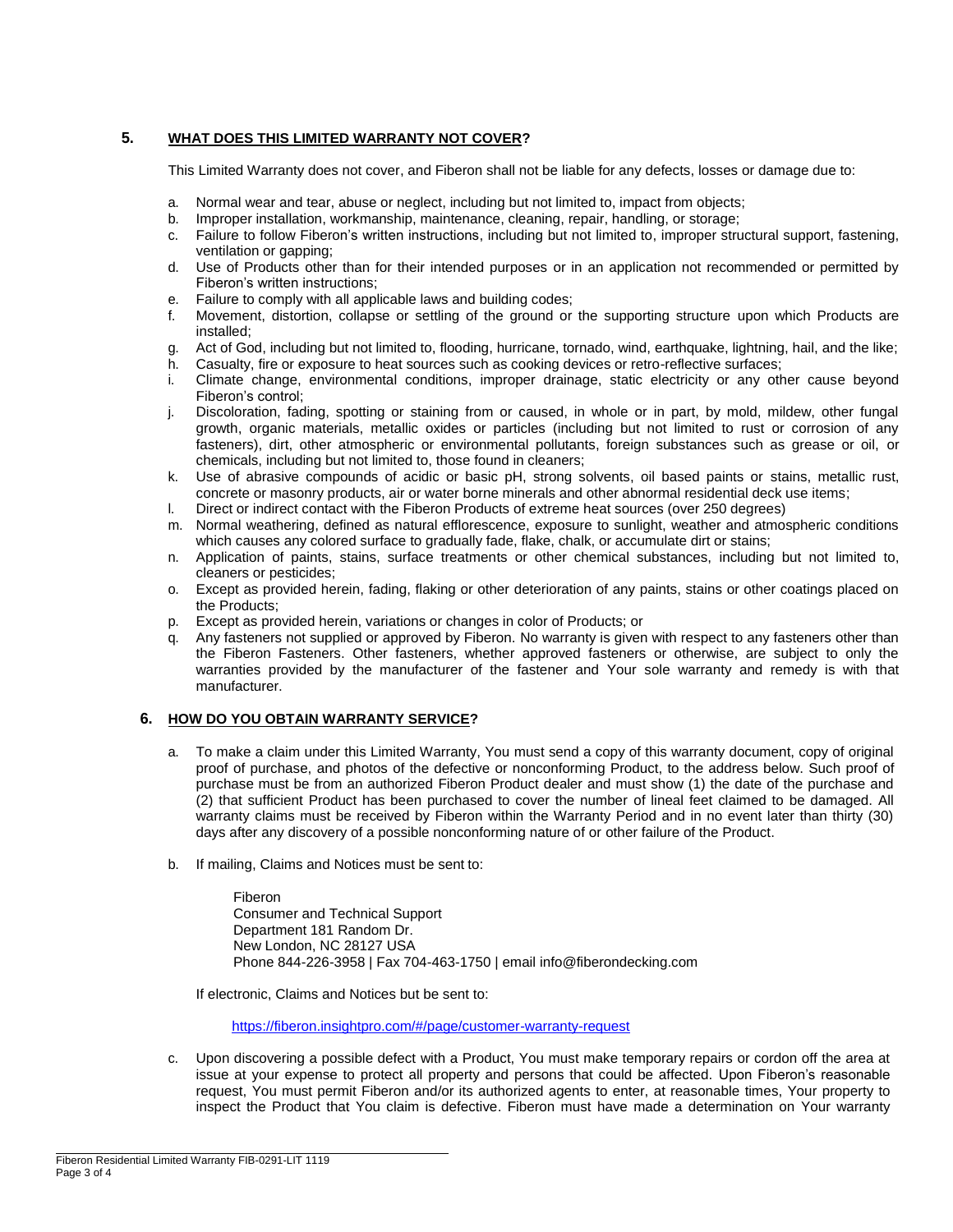## 5. WHAT DOES THIS LIMITED WARRANTY NOT COVER?

This Limited Warranty does not cover, and Fiberon shall not be liable for any defects, losses or damage due to:

a. Normal wear and tear, abuse or neglect, including but not limited to, impact from objects;
b. Improper installation, workmanship, maintenance, cleaning, repair, handling, or storage;
c. Failure to follow Fiberon's written instructions, including but not limited to, improper structural support, fastening, ventilation or gapping;
d. Use of Products other than for their intended purposes or in an application not recommended or permitted by Fiberon's written instructions;
e. Failure to comply with all applicable laws and building codes;
f. Movement, distortion, collapse or settling of the ground or the supporting structure upon which Products are installed;
g. Act of God, including but not limited to, flooding, hurricane, tornado, wind, earthquake, lightning, hail, and the like;
h. Casualty, fire or exposure to heat sources such as cooking devices or retro-reflective surfaces;
i. Climate change, environmental conditions, improper drainage, static electricity or any other cause beyond Fiberon's control;
j. Discoloration, fading, spotting or staining from or caused, in whole or in part, by mold, mildew, other fungal growth, organic materials, metallic oxides or particles (including but not limited to rust or corrosion of any fasteners), dirt, other atmospheric or environmental pollutants, foreign substances such as grease or oil, or chemicals, including but not limited to, those found in cleaners;
k. Use of abrasive compounds of acidic or basic pH, strong solvents, oil based paints or stains, metallic rust, concrete or masonry products, air or water borne minerals and other abnormal residential deck use items;
l. Direct or indirect contact with the Fiberon Products of extreme heat sources (over 250 degrees)
m. Normal weathering, defined as natural efflorescence, exposure to sunlight, weather and atmospheric conditions which causes any colored surface to gradually fade, flake, chalk, or accumulate dirt or stains;
n. Application of paints, stains, surface treatments or other chemical substances, including but not limited to, cleaners or pesticides;
o. Except as provided herein, fading, flaking or other deterioration of any paints, stains or other coatings placed on the Products;
p. Except as provided herein, variations or changes in color of Products; or
q. Any fasteners not supplied or approved by Fiberon. No warranty is given with respect to any fasteners other than the Fiberon Fasteners. Other fasteners, whether approved fasteners or otherwise, are subject to only the warranties provided by the manufacturer of the fastener and Your sole warranty and remedy is with that manufacturer.

## 6. HOW DO YOU OBTAIN WARRANTY SERVICE?

a. To make a claim under this Limited Warranty, You must send a copy of this warranty document, copy of original proof of purchase, and photos of the defective or nonconforming Product, to the address below. Such proof of purchase must be from an authorized Fiberon Product dealer and must show (1) the date of the purchase and (2) that sufficient Product has been purchased to cover the number of lineal feet claimed to be damaged. All warranty claims must be received by Fiberon within the Warranty Period and in no event later than thirty (30) days after any discovery of a possible nonconforming nature of or other failure of the Product.

b. If mailing, Claims and Notices must be sent to:

   Fiberon
   Consumer and Technical Support
   Department 181 Random Dr.
   New London, NC 28127 USA
   Phone 844-226-3958 | Fax 704-463-1750 | email info@fiberondecking.com

   If electronic, Claims and Notices but be sent to:

   https://fiberon.insightpro.com/#/page/customer-warranty-request

c. Upon discovering a possible defect with a Product, You must make temporary repairs or cordon off the area at issue at your expense to protect all property and persons that could be affected. Upon Fiberon's reasonable request, You must permit Fiberon and/or its authorized agents to enter, at reasonable times, Your property to inspect the Product that You claim is defective. Fiberon must have made a determination on Your warranty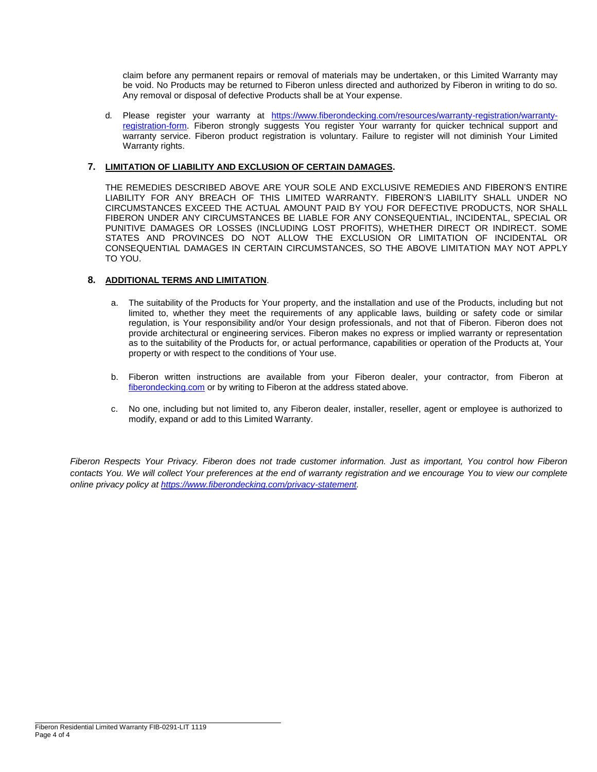claim before any permanent repairs or removal of materials may be undertaken, or this Limited Warranty may be void. No Products may be returned to Fiberon unless directed and authorized by Fiberon in writing to do so. Any removal or disposal of defective Products shall be at Your expense.

d. Please register your warranty at [https://www.fiberondecking.com/resources/warranty-registration/warranty-registration-form](https://www.fiberondecking.com/resources/warranty-registration/warranty-registration-form). Fiberon strongly suggests You register Your warranty for quicker technical support and warranty service. Fiberon product registration is voluntary. Failure to register will not diminish Your Limited Warranty rights.

## 7. LIMITATION OF LIABILITY AND EXCLUSION OF CERTAIN DAMAGES.

THE REMEDIES DESCRIBED ABOVE ARE YOUR SOLE AND EXCLUSIVE REMEDIES AND FIBERON'S ENTIRE LIABILITY FOR ANY BREACH OF THIS LIMITED WARRANTY. FIBERON'S LIABILITY SHALL UNDER NO CIRCUMSTANCES EXCEED THE ACTUAL AMOUNT PAID BY YOU FOR DEFECTIVE PRODUCTS, NOR SHALL FIBERON UNDER ANY CIRCUMSTANCES BE LIABLE FOR ANY CONSEQUENTIAL, INCIDENTAL, SPECIAL OR PUNITIVE DAMAGES OR LOSSES (INCLUDING LOST PROFITS), WHETHER DIRECT OR INDIRECT. SOME STATES AND PROVINCES DO NOT ALLOW THE EXCLUSION OR LIMITATION OF INCIDENTAL OR CONSEQUENTIAL DAMAGES IN CERTAIN CIRCUMSTANCES, SO THE ABOVE LIMITATION MAY NOT APPLY TO YOU.

## 8. ADDITIONAL TERMS AND LIMITATION.

a. The suitability of the Products for Your property, and the installation and use of the Products, including but not limited to, whether they meet the requirements of any applicable laws, building or safety code or similar regulation, is Your responsibility and/or Your design professionals, and not that of Fiberon. Fiberon does not provide architectural or engineering services. Fiberon makes no express or implied warranty or representation as to the suitability of the Products for, or actual performance, capabilities or operation of the Products at, Your property or with respect to the conditions of Your use.

b. Fiberon written instructions are available from your Fiberon dealer, your contractor, from Fiberon at [fiberondecking.com](fiberondecking.com) or by writing to Fiberon at the address stated above.

c. No one, including but not limited to, any Fiberon dealer, installer, reseller, agent or employee is authorized to modify, expand or add to this Limited Warranty.

*Fiberon Respects Your Privacy. Fiberon does not trade customer information. Just as important, You control how Fiberon contacts You. We will collect Your preferences at the end of warranty registration and we encourage You to view our complete online privacy policy at [https://www.fiberondecking.com/privacy-statement](https://www.fiberondecking.com/privacy-statement).*

Fiberon Residential Limited Warranty FIB-0291-LIT 1119